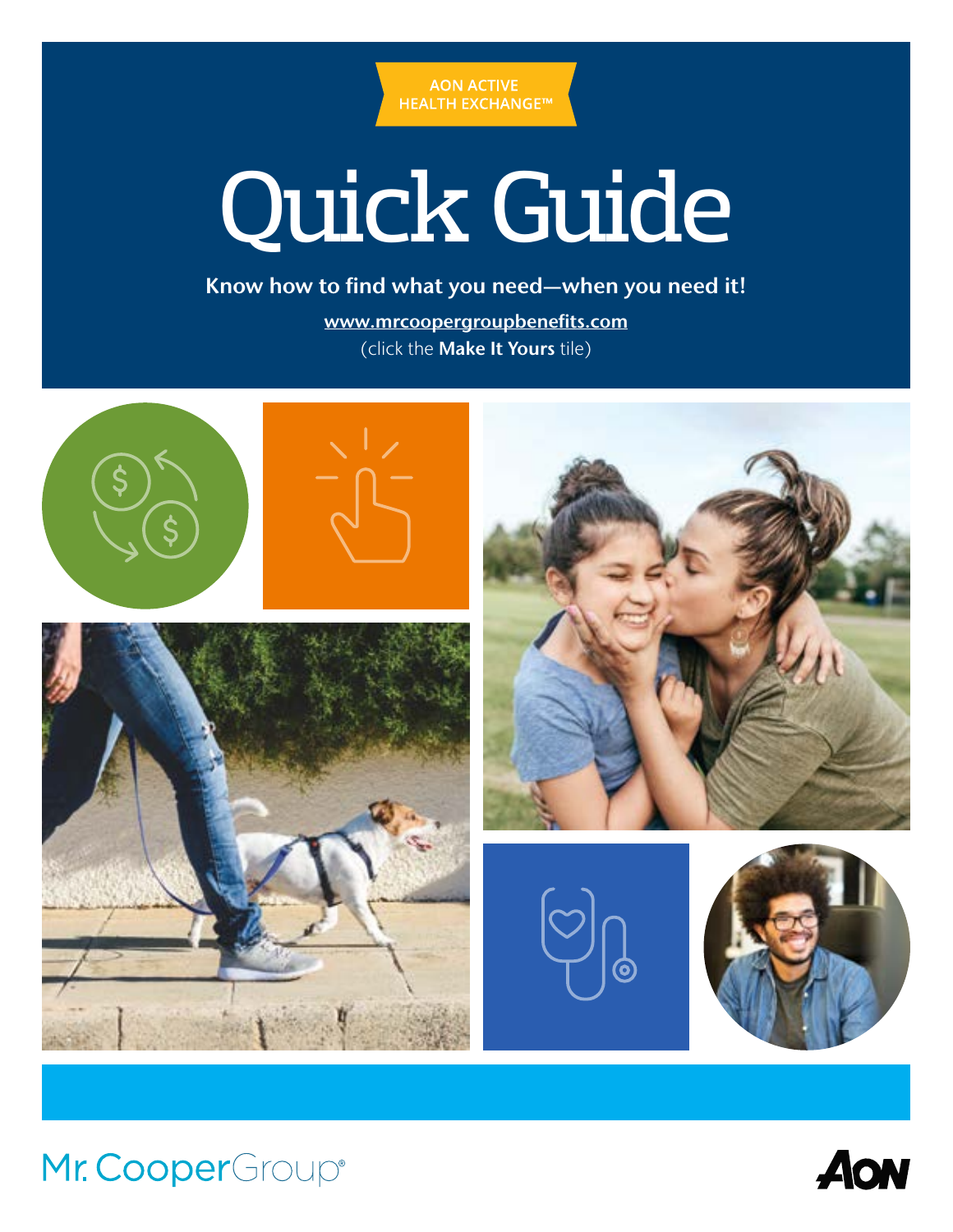AON ACTIVE HEALTH EXCHANGE™

# Quick Guide

**Know how to find what you need—when you need it!**

www.mrcoopergroupbenefits.com
(click the **Make It Yours** tile)

Mr. Cooper Group®

AON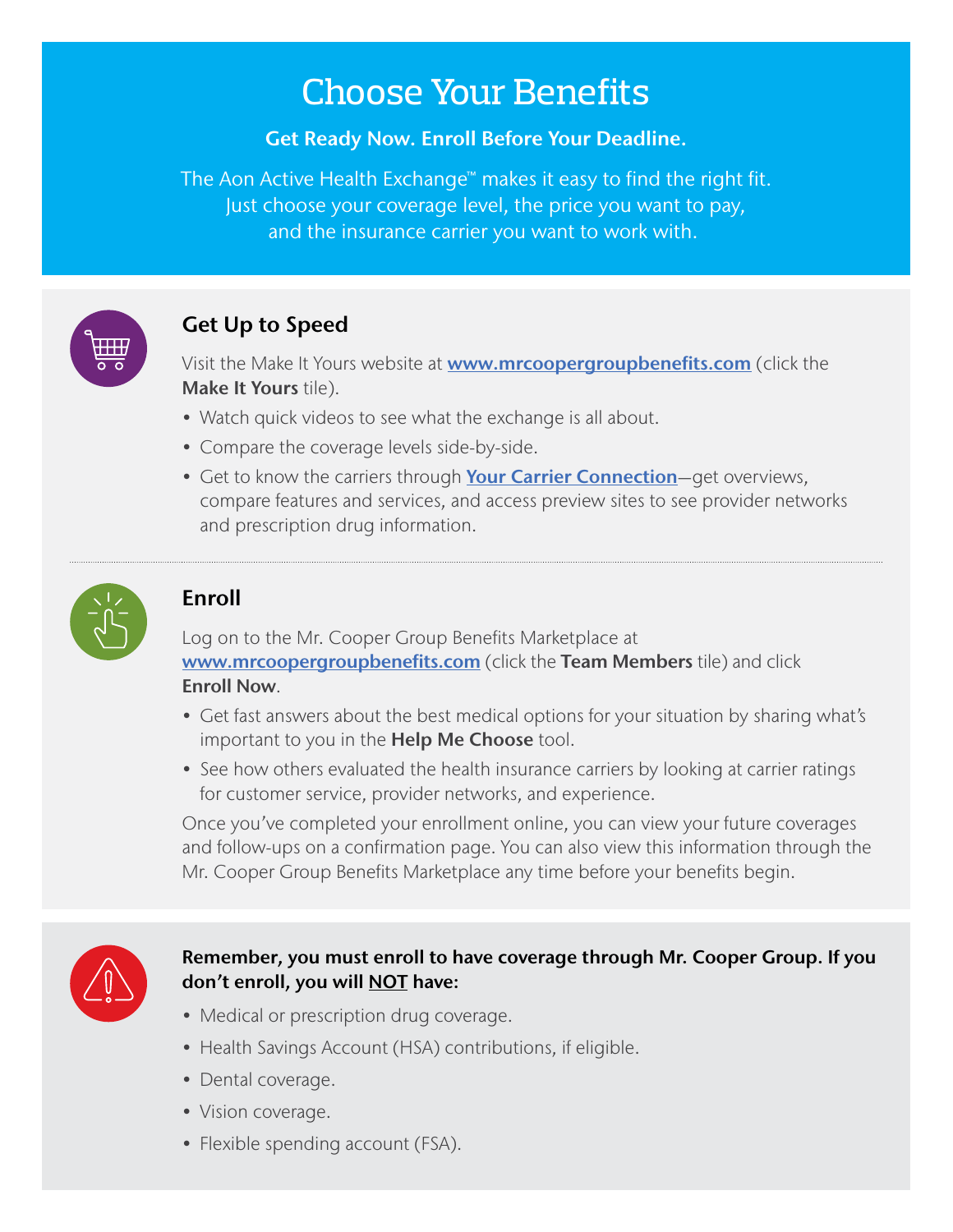# Choose Your Benefits

**Get Ready Now. Enroll Before Your Deadline.**

The Aon Active Health Exchange™ makes it easy to find the right fit. Just choose your coverage level, the price you want to pay, and the insurance carrier you want to work with.

## Get Up to Speed

Visit the Make It Yours website at **[www.mrcoopergroupbenefits.com](http://www.mrcoopergroupbenefits.com)** (click the **Make It Yours** tile).

- Watch quick videos to see what the exchange is all about.
- Compare the coverage levels side-by-side.
- Get to know the carriers through **Your Carrier Connection**—get overviews, compare features and services, and access preview sites to see provider networks and prescription drug information.

## Enroll

Log on to the Mr. Cooper Group Benefits Marketplace at **[www.mrcoopergroupbenefits.com](http://www.mrcoopergroupbenefits.com)** (click the **Team Members** tile) and click **Enroll Now**.

- Get fast answers about the best medical options for your situation by sharing what's important to you in the **Help Me Choose** tool.
- See how others evaluated the health insurance carriers by looking at carrier ratings for customer service, provider networks, and experience.

Once you've completed your enrollment online, you can view your future coverages and follow-ups on a confirmation page. You can also view this information through the Mr. Cooper Group Benefits Marketplace any time before your benefits begin.

**Remember, you must enroll to have coverage through Mr. Cooper Group. If you don't enroll, you will NOT have:**

- Medical or prescription drug coverage.
- Health Savings Account (HSA) contributions, if eligible.
- Dental coverage.
- Vision coverage.
- Flexible spending account (FSA).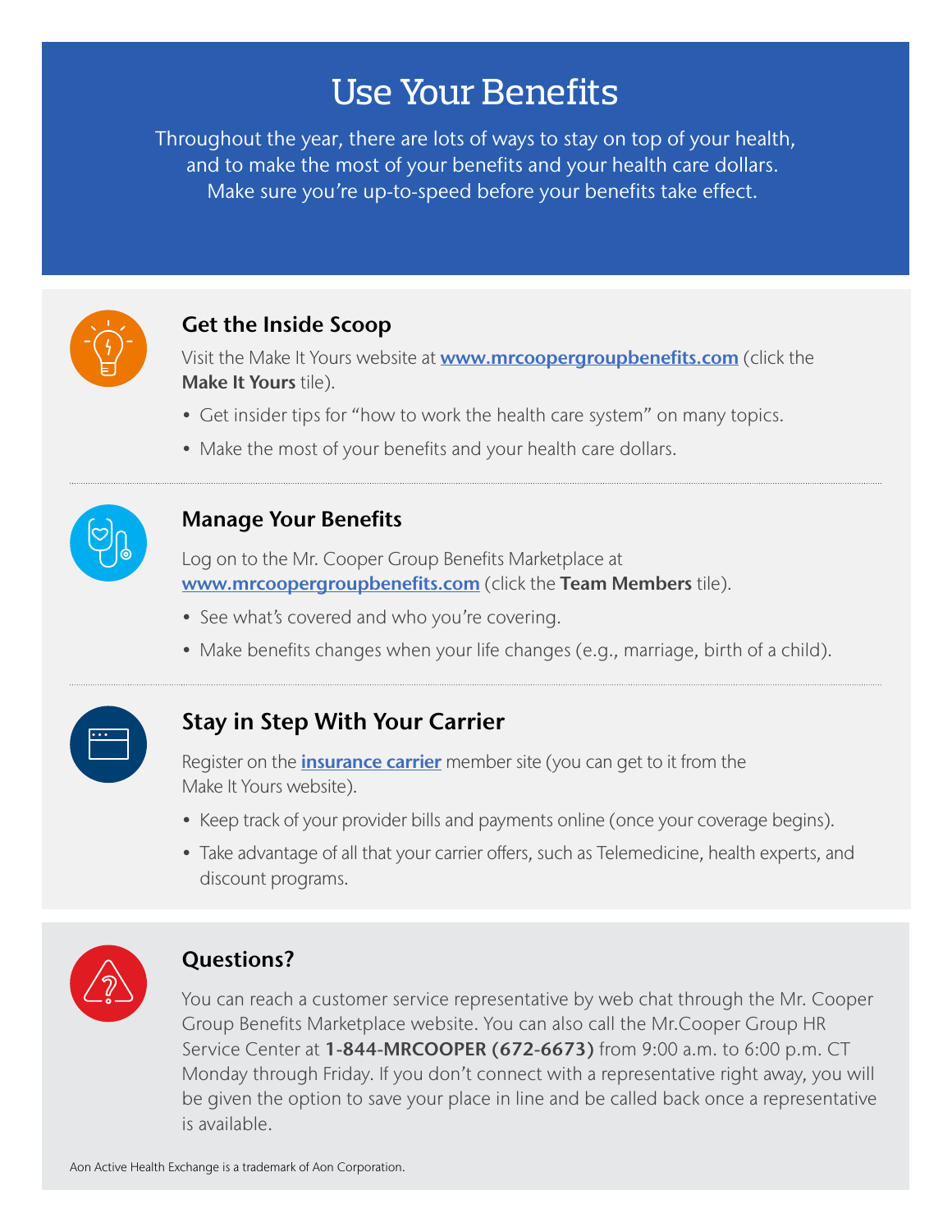# Use Your Benefits

Throughout the year, there are lots of ways to stay on top of your health, and to make the most of your benefits and your health care dollars. Make sure you're up-to-speed before your benefits take effect.

## Get the Inside Scoop

Visit the Make It Yours website at **www.mrcoopergroupbenefits.com** (click the **Make It Yours** tile).

- Get insider tips for "how to work the health care system" on many topics.
- Make the most of your benefits and your health care dollars.

## Manage Your Benefits

Log on to the Mr. Cooper Group Benefits Marketplace at **www.mrcoopergroupbenefits.com** (click the **Team Members** tile).

- See what's covered and who you're covering.
- Make benefits changes when your life changes (e.g., marriage, birth of a child).

## Stay in Step With Your Carrier

Register on the **insurance carrier** member site (you can get to it from the Make It Yours website).

- Keep track of your provider bills and payments online (once your coverage begins).
- Take advantage of all that your carrier offers, such as Telemedicine, health experts, and discount programs.

## Questions?

You can reach a customer service representative by web chat through the Mr. Cooper Group Benefits Marketplace website. You can also call the Mr.Cooper Group HR Service Center at **1-844-MRCOOPER (672-6673)** from 9:00 a.m. to 6:00 p.m. CT Monday through Friday. If you don't connect with a representative right away, you will be given the option to save your place in line and be called back once a representative is available.

Aon Active Health Exchange is a trademark of Aon Corporation.